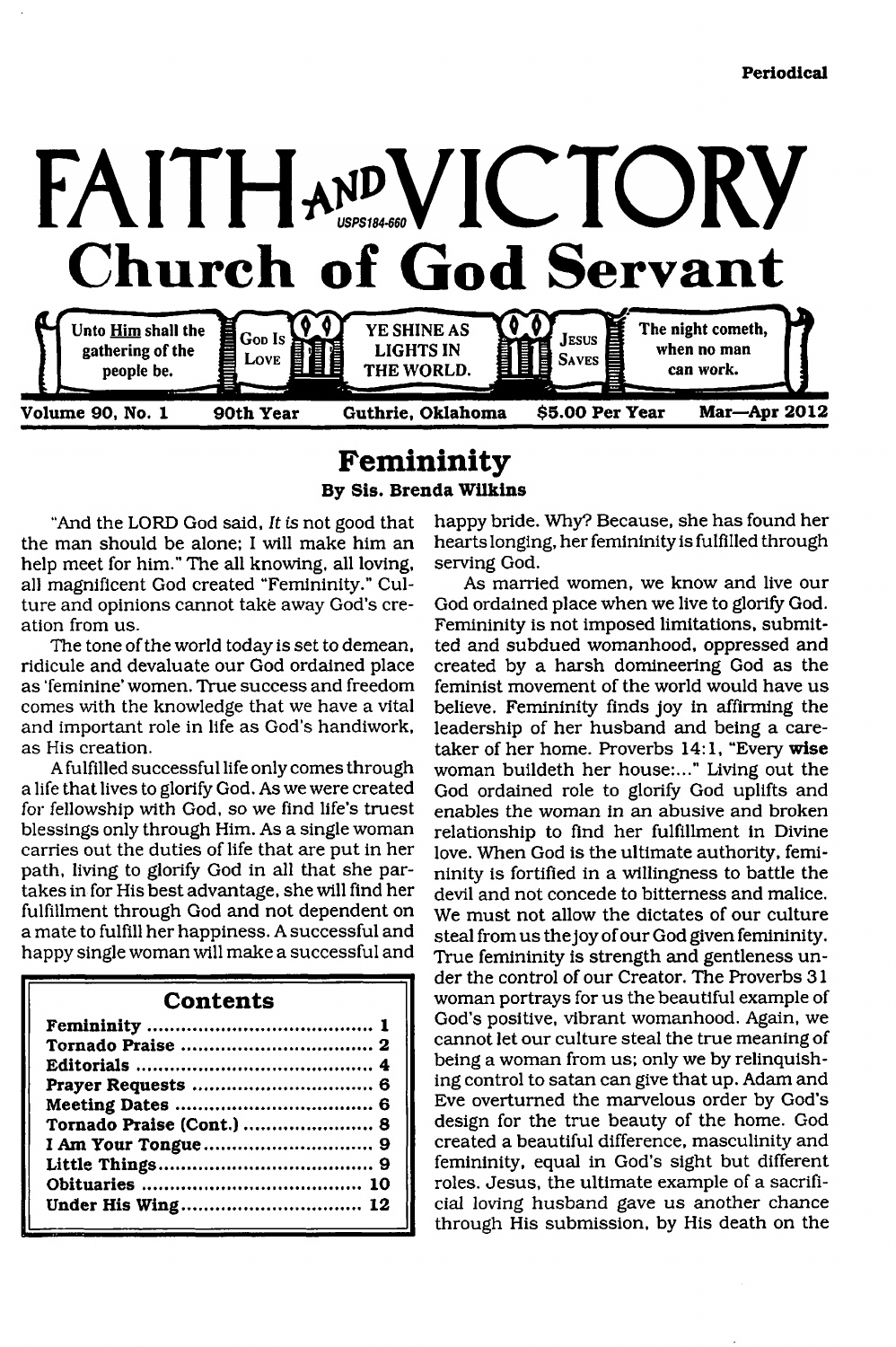Periodical

# FAITH AND VICTORY

USPS184-660

## Church of God Servant

Unto Him shall the gathering of the people be. | God Is Love | YE SHINE AS LIGHTS IN THE WORLD. | Jesus Saves | The night cometh, when no man can work.

**Volume 90, No. 1 — 90th Year — Guthrie, Oklahoma — $5.00 Per Year — Mar—Apr 2012**

## Femininity

**By Sis. Brenda Wilkins**

"And the LORD God said, *It is* not good that the man should be alone; I will make him an help meet for him." The all knowing, all loving, all magnificent God created "Femininity." Culture and opinions cannot take away God's creation from us.

The tone of the world today is set to demean, ridicule and devaluate our God ordained place as 'feminine' women. True success and freedom comes with the knowledge that we have a vital and important role in life as God's handiwork, as His creation.

A fulfilled successful life only comes through a life that lives to glorify God. As we were created for fellowship with God, so we find life's truest blessings only through Him. As a single woman carries out the duties of life that are put in her path, living to glorify God in all that she partakes in for His best advantage, she will find her fulfillment through God and not dependent on a mate to fulfill her happiness. A successful and happy single woman will make a successful and happy bride. Why? Because, she has found her hearts longing, her femininity is fulfilled through serving God.

As married women, we know and live our God ordained place when we live to glorify God. Femininity is not imposed limitations, submitted and subdued womanhood, oppressed and created by a harsh domineering God as the feminist movement of the world would have us believe. Femininity finds joy in affirming the leadership of her husband and being a caretaker of her home. Proverbs 14:1, "Every **wise** woman buildeth her house:..." Living out the God ordained role to glorify God uplifts and enables the woman in an abusive and broken relationship to find her fulfillment in Divine love. When God is the ultimate authority, femininity is fortified in a willingness to battle the devil and not concede to bitterness and malice. We must not allow the dictates of our culture steal from us the joy of our God given femininity. True femininity is strength and gentleness under the control of our Creator. The Proverbs 31 woman portrays for us the beautiful example of God's positive, vibrant womanhood. Again, we cannot let our culture steal the true meaning of being a woman from us; only we by relinquishing control to satan can give that up. Adam and Eve overturned the marvelous order by God's design for the true beauty of the home. God created a beautiful difference, masculinity and femininity, equal in God's sight but different roles. Jesus, the ultimate example of a sacrificial loving husband gave us another chance through His submission, by His death on the

### Contents

| | |
|---|---|
| Femininity | 1 |
| Tornado Praise | 2 |
| Editorials | 4 |
| Prayer Requests | 6 |
| Meeting Dates | 6 |
| Tornado Praise (Cont.) | 8 |
| I Am Your Tongue | 9 |
| Little Things | 9 |
| Obituaries | 10 |
| Under His Wing | 12 |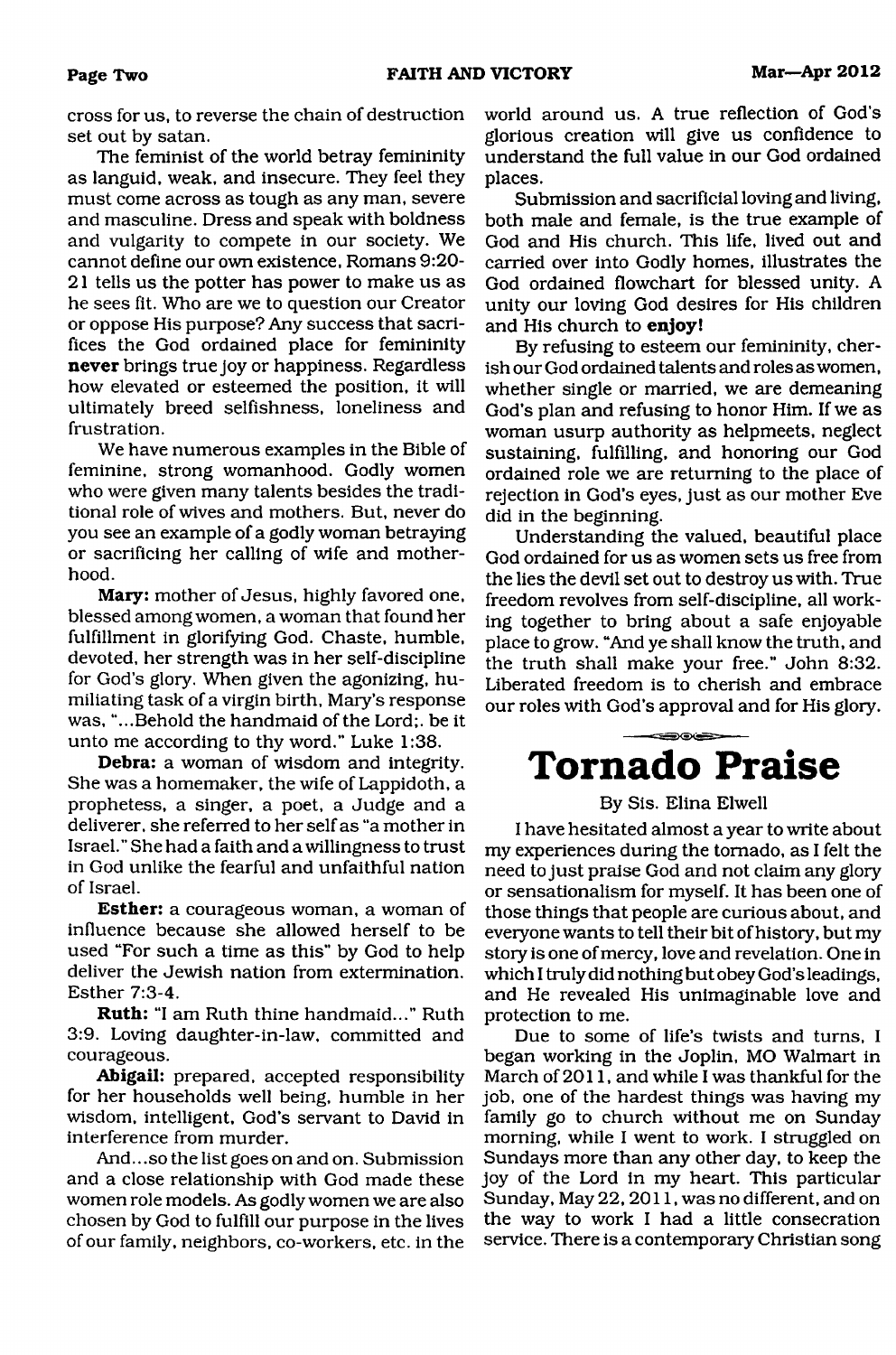cross for us, to reverse the chain of destruction set out by satan.

The feminist of the world betray femininity as languid, weak, and insecure. They feel they must come across as tough as any man, severe and masculine. Dress and speak with boldness and vulgarity to compete in our society. We cannot define our own existence, Romans 9:20-21 tells us the potter has power to make us as he sees fit. Who are we to question our Creator or oppose His purpose? Any success that sacrifices the God ordained place for femininity **never** brings true joy or happiness. Regardless how elevated or esteemed the position, it will ultimately breed selfishness, loneliness and frustration.

We have numerous examples in the Bible of feminine, strong womanhood. Godly women who were given many talents besides the traditional role of wives and mothers. But, never do you see an example of a godly woman betraying or sacrificing her calling of wife and motherhood.

**Mary:** mother of Jesus, highly favored one, blessed among women, a woman that found her fulfillment in glorifying God. Chaste, humble, devoted, her strength was in her self-discipline for God's glory. When given the agonizing, humiliating task of a virgin birth, Mary's response was, "...Behold the handmaid of the Lord;. be it unto me according to thy word." Luke 1:38.

**Debra:** a woman of wisdom and integrity. She was a homemaker, the wife of Lappidoth, a prophetess, a singer, a poet, a Judge and a deliverer, she referred to her self as "a mother in Israel." She had a faith and a willingness to trust in God unlike the fearful and unfaithful nation of Israel.

**Esther:** a courageous woman, a woman of influence because she allowed herself to be used "For such a time as this" by God to help deliver the Jewish nation from extermination. Esther 7:3-4.

**Ruth:** "I am Ruth thine handmaid..." Ruth 3:9. Loving daughter-in-law, committed and courageous.

**Abigail:** prepared, accepted responsibility for her households well being, humble in her wisdom, intelligent, God's servant to David in interference from murder.

And...so the list goes on and on. Submission and a close relationship with God made these women role models. As godly women we are also chosen by God to fulfill our purpose in the lives of our family, neighbors, co-workers, etc. in the world around us. A true reflection of God's glorious creation will give us confidence to understand the full value in our God ordained places.

Submission and sacrificial loving and living, both male and female, is the true example of God and His church. This life, lived out and carried over into Godly homes, illustrates the God ordained flowchart for blessed unity. A unity our loving God desires for His children and His church to **enjoy!**

By refusing to esteem our femininity, cherish our God ordained talents and roles as women, whether single or married, we are demeaning God's plan and refusing to honor Him. If we as woman usurp authority as helpmeets, neglect sustaining, fulfilling, and honoring our God ordained role we are returning to the place of rejection in God's eyes, just as our mother Eve did in the beginning.

Understanding the valued, beautiful place God ordained for us as women sets us free from the lies the devil set out to destroy us with. True freedom revolves from self-discipline, all working together to bring about a safe enjoyable place to grow. "And ye shall know the truth, and the truth shall make your free." John 8:32. Liberated freedom is to cherish and embrace our roles with God's approval and for His glory.

# Tornado Praise

By Sis. Elina Elwell

I have hesitated almost a year to write about my experiences during the tornado, as I felt the need to just praise God and not claim any glory or sensationalism for myself. It has been one of those things that people are curious about, and everyone wants to tell their bit of history, but my story is one of mercy, love and revelation. One in which I truly did nothing but obey God's leadings, and He revealed His unimaginable love and protection to me.

Due to some of life's twists and turns, I began working in the Joplin, MO Walmart in March of 2011, and while I was thankful for the job, one of the hardest things was having my family go to church without me on Sunday morning, while I went to work. I struggled on Sundays more than any other day, to keep the joy of the Lord in my heart. This particular Sunday, May 22, 2011, was no different, and on the way to work I had a little consecration service. There is a contemporary Christian song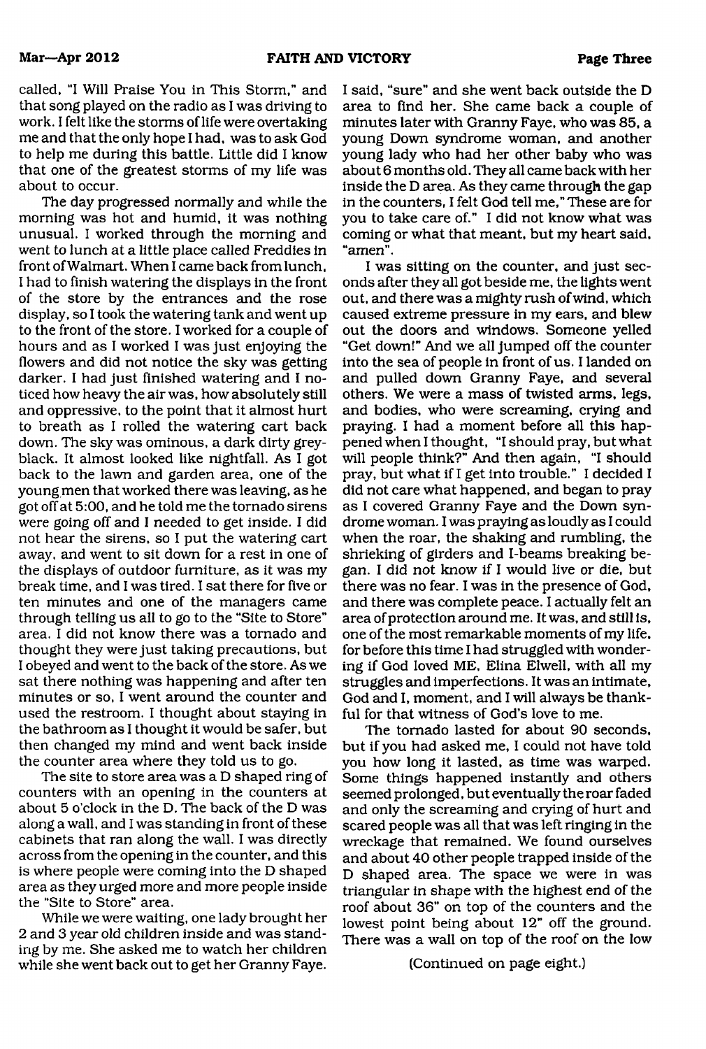called, "I Will Praise You in This Storm," and that song played on the radio as I was driving to work. I felt like the storms of life were overtaking me and that the only hope I had, was to ask God to help me during this battle. Little did I know that one of the greatest storms of my life was about to occur.

The day progressed normally and while the morning was hot and humid, it was nothing unusual. I worked through the morning and went to lunch at a little place called Freddies in front of Walmart. When I came back from lunch, I had to finish watering the displays in the front of the store by the entrances and the rose display, so I took the watering tank and went up to the front of the store. I worked for a couple of hours and as I worked I was just enjoying the flowers and did not notice the sky was getting darker. I had just finished watering and I noticed how heavy the air was, how absolutely still and oppressive, to the point that it almost hurt to breath as I rolled the watering cart back down. The sky was ominous, a dark dirty grey-black. It almost looked like nightfall. As I got back to the lawn and garden area, one of the young men that worked there was leaving, as he got off at 5:00, and he told me the tornado sirens were going off and I needed to get inside. I did not hear the sirens, so I put the watering cart away, and went to sit down for a rest in one of the displays of outdoor furniture, as it was my break time, and I was tired. I sat there for five or ten minutes and one of the managers came through telling us all to go to the "Site to Store" area. I did not know there was a tornado and thought they were just taking precautions, but I obeyed and went to the back of the store. As we sat there nothing was happening and after ten minutes or so, I went around the counter and used the restroom. I thought about staying in the bathroom as I thought it would be safer, but then changed my mind and went back inside the counter area where they told us to go.

The site to store area was a D shaped ring of counters with an opening in the counters at about 5 o'clock in the D. The back of the D was along a wall, and I was standing in front of these cabinets that ran along the wall. I was directly across from the opening in the counter, and this is where people were coming into the D shaped area as they urged more and more people inside the "Site to Store" area.

While we were waiting, one lady brought her 2 and 3 year old children inside and was standing by me. She asked me to watch her children while she went back out to get her Granny Faye. I said, "sure" and she went back outside the D area to find her. She came back a couple of minutes later with Granny Faye, who was 85, a young Down syndrome woman, and another young lady who had her other baby who was about 6 months old. They all came back with her inside the D area. As they came through the gap in the counters, I felt God tell me," These are for you to take care of." I did not know what was coming or what that meant, but my heart said, "amen".

I was sitting on the counter, and just seconds after they all got beside me, the lights went out, and there was a mighty rush of wind, which caused extreme pressure in my ears, and blew out the doors and windows. Someone yelled "Get down!" And we all jumped off the counter into the sea of people in front of us. I landed on and pulled down Granny Faye, and several others. We were a mass of twisted arms, legs, and bodies, who were screaming, crying and praying. I had a moment before all this happened when I thought, "I should pray, but what will people think?" And then again, "I should pray, but what if I get into trouble." I decided I did not care what happened, and began to pray as I covered Granny Faye and the Down syndrome woman. I was praying as loudly as I could when the roar, the shaking and rumbling, the shrieking of girders and I-beams breaking began. I did not know if I would live or die, but there was no fear. I was in the presence of God, and there was complete peace. I actually felt an area of protection around me. It was, and still is, one of the most remarkable moments of my life, for before this time I had struggled with wondering if God loved ME, Elina Elwell, with all my struggles and imperfections. It was an intimate, God and I, moment, and I will always be thankful for that witness of God's love to me.

The tornado lasted for about 90 seconds, but if you had asked me, I could not have told you how long it lasted, as time was warped. Some things happened instantly and others seemed prolonged, but eventually the roar faded and only the screaming and crying of hurt and scared people was all that was left ringing in the wreckage that remained. We found ourselves and about 40 other people trapped inside of the D shaped area. The space we were in was triangular in shape with the highest end of the roof about 36" on top of the counters and the lowest point being about 12" off the ground. There was a wall on top of the roof on the low

(Continued on page eight.)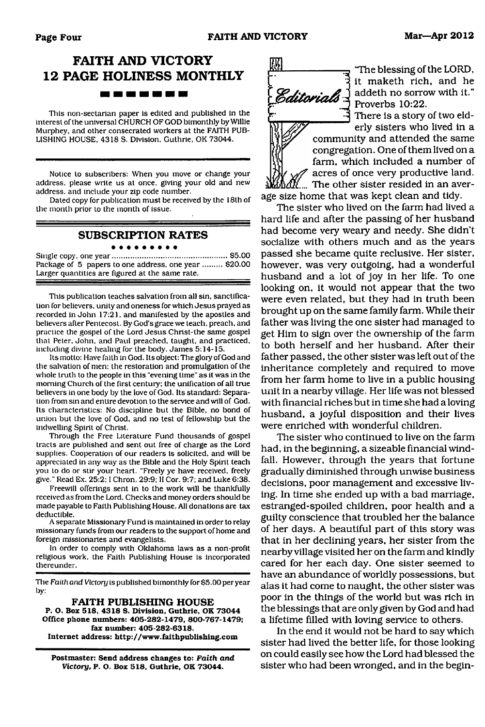# FAITH AND VICTORY 12 PAGE HOLINESS MONTHLY

This non-sectarian paper is edited and published in the interest of the universal CHURCH OF GOD bimonthly by Willie Murphey, and other consecrated workers at the FAITH PUBLISHING HOUSE, 4318 S. Division, Guthrie, OK 73044.

Notice to subscribers: When you move or change your address, please write us at once, giving your old and new address, and include your zip code number.

Dated copy for publication must be received by the 18th of the month prior to the month of issue.

## SUBSCRIPTION RATES

Single copy, one year ............ $5.00
Package of 5 papers to one address, one year ......... $20.00
Larger quantities are figured at the same rate.

This publication teaches salvation from all sin, sanctification for believers, unity and oneness for which Jesus prayed as recorded in John 17:21, and manifested by the apostles and believers after Pentecost. By God's grace we teach, preach, and practice the gospel of the Lord Jesus Christ-the same gospel that Peter, John, and Paul preached, taught, and practiced, including divine healing for the body. James 5:14-15.

Its motto: Have faith in God. Its object: The glory of God and the salvation of men: the restoration and promulgation of the whole truth to the people in this "evening time" as it was in the morning Church of the first century; the unification of all true believers in one body by the love of God. Its standard: Separation from sin and entire devotion to the service and will of God. Its characteristics: No discipline but the Bible, no bond of union but the love of God, and no test of fellowship but the indwelling Spirit of Christ.

Through the Free Literature Fund thousands of gospel tracts are published and sent out free of charge as the Lord supplies. Cooperation of our readers is solicited, and will be appreciated in any way as the Bible and the Holy Spirit teach you to do or stir your heart. "Freely ye have received, freely give." Read Ex. 25:2; I Chron. 29:9; II Cor. 9:7; and Luke 6:38.

Freewill offerings sent in to the work will be thankfully received as from the Lord. Checks and money orders should be made payable to Faith Publishing House. All donations are tax deductible.

A separate Missionary Fund is maintained in order to relay missionary funds from our readers to the support of home and foreign missionaries and evangelists.

In order to comply with Oklahoma laws as a non-profit religious work, the Faith Publishing House is incorporated thereunder.

The *Faith and Victory* is published bimonthly for $5.00 per year by:

**FAITH PUBLISHING HOUSE**
**P. O. Box 518, 4318 S. Division, Guthrie, OK 73044**
**Office phone numbers: 405-282-1479, 800-767-1479; fax number: 405-282-6318.**
**Internet address: http://www.faithpublishing.com**

**Postmaster: Send address changes to: *Faith and Victory*, P. O. Box 518, Guthrie, OK 73044.**

## Editorials

"The blessing of the LORD, it maketh rich, and he addeth no sorrow with it." Proverbs 10:22.

There is a story of two elderly sisters who lived in a community and attended the same congregation. One of them lived on a farm, which included a number of acres of once very productive land. The other sister resided in an average size home that was kept clean and tidy.

The sister who lived on the farm had lived a hard life and after the passing of her husband had become very weary and needy. She didn't socialize with others much and as the years passed she became quite reclusive. Her sister, however, was very outgoing, had a wonderful husband and a lot of joy in her life. To one looking on, it would not appear that the two were even related, but they had in truth been brought up on the same family farm. While their father was living the one sister had managed to get Him to sign over the ownership of the farm to both herself and her husband. After their father passed, the other sister was left out of the inheritance completely and required to move from her farm home to live in a public housing unit in a nearby village. Her life was not blessed with financial riches but in time she had a loving husband, a joyful disposition and their lives were enriched with wonderful children.

The sister who continued to live on the farm had, in the beginning, a sizeable financial windfall. However, through the years that fortune gradually diminished through unwise business decisions, poor management and excessive living. In time she ended up with a bad marriage, estranged-spoiled children, poor health and a guilty conscience that troubled her the balance of her days. A beautiful part of this story was that in her declining years, her sister from the nearby village visited her on the farm and kindly cared for her each day. One sister seemed to have an abundance of worldly possessions, but alas it had come to naught, the other sister was poor in the things of the world but was rich in the blessings that are only given by God and had a lifetime filled with loving service to others.

In the end it would not be hard to say which sister had lived the better life, for those looking on could easily see how the Lord had blessed the sister who had been wronged, and in the begin-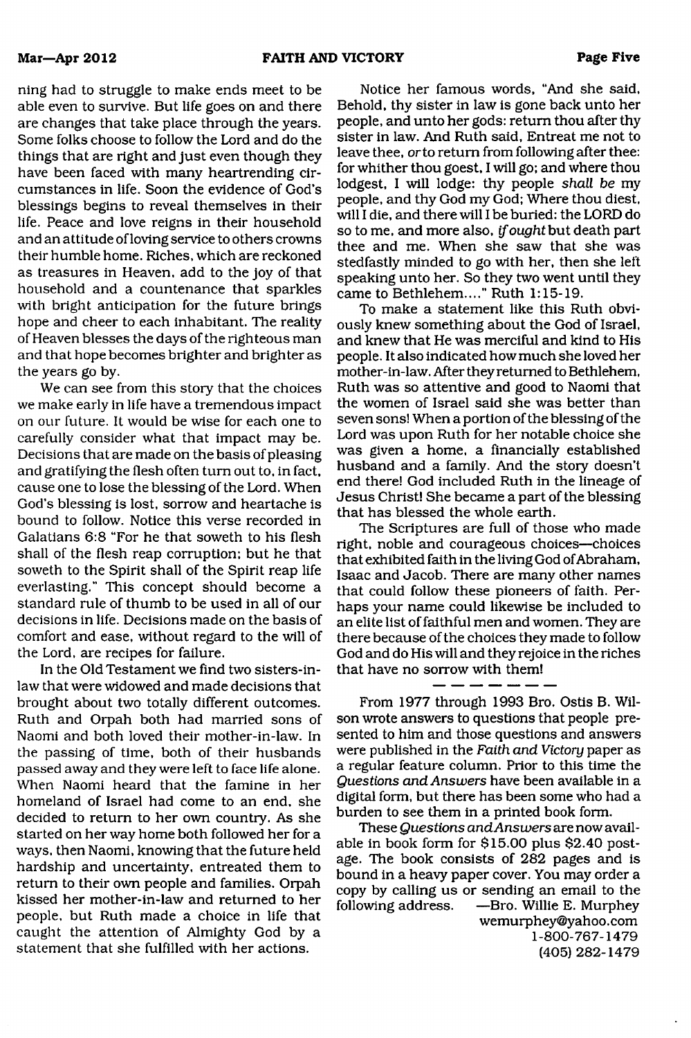ning had to struggle to make ends meet to be able even to survive. But life goes on and there are changes that take place through the years. Some folks choose to follow the Lord and do the things that are right and just even though they have been faced with many heartrending circumstances in life. Soon the evidence of God's blessings begins to reveal themselves in their life. Peace and love reigns in their household and an attitude of loving service to others crowns their humble home. Riches, which are reckoned as treasures in Heaven, add to the joy of that household and a countenance that sparkles with bright anticipation for the future brings hope and cheer to each inhabitant. The reality of Heaven blesses the days of the righteous man and that hope becomes brighter and brighter as the years go by.

We can see from this story that the choices we make early in life have a tremendous impact on our future. It would be wise for each one to carefully consider what that impact may be. Decisions that are made on the basis of pleasing and gratifying the flesh often turn out to, in fact, cause one to lose the blessing of the Lord. When God's blessing is lost, sorrow and heartache is bound to follow. Notice this verse recorded in Galatians 6:8 "For he that soweth to his flesh shall of the flesh reap corruption; but he that soweth to the Spirit shall of the Spirit reap life everlasting." This concept should become a standard rule of thumb to be used in all of our decisions in life. Decisions made on the basis of comfort and ease, without regard to the will of the Lord, are recipes for failure.

In the Old Testament we find two sisters-in-law that were widowed and made decisions that brought about two totally different outcomes. Ruth and Orpah both had married sons of Naomi and both loved their mother-in-law. In the passing of time, both of their husbands passed away and they were left to face life alone. When Naomi heard that the famine in her homeland of Israel had come to an end, she decided to return to her own country. As she started on her way home both followed her for a ways, then Naomi, knowing that the future held hardship and uncertainty, entreated them to return to their own people and families. Orpah kissed her mother-in-law and returned to her people, but Ruth made a choice in life that caught the attention of Almighty God by a statement that she fulfilled with her actions.

Notice her famous words, "And she said, Behold, thy sister in law is gone back unto her people, and unto her gods: return thou after thy sister in law. And Ruth said, Entreat me not to leave thee, *or* to return from following after thee: for whither thou goest, I will go; and where thou lodgest, I will lodge: thy people *shall be* my people, and thy God my God; Where thou diest, will I die, and there will I be buried: the LORD do so to me, and more also, *if ought* but death part thee and me. When she saw that she was stedfastly minded to go with her, then she left speaking unto her. So they two went until they came to Bethlehem...." Ruth 1:15-19.

To make a statement like this Ruth obviously knew something about the God of Israel, and knew that He was merciful and kind to His people. It also indicated how much she loved her mother-in-law. After they returned to Bethlehem, Ruth was so attentive and good to Naomi that the women of Israel said she was better than seven sons! When a portion of the blessing of the Lord was upon Ruth for her notable choice she was given a home, a financially established husband and a family. And the story doesn't end there! God included Ruth in the lineage of Jesus Christ! She became a part of the blessing that has blessed the whole earth.

The Scriptures are full of those who made right, noble and courageous choices—choices that exhibited faith in the living God of Abraham, Isaac and Jacob. There are many other names that could follow these pioneers of faith. Perhaps your name could likewise be included to an elite list of faithful men and women. They are there because of the choices they made to follow God and do His will and they rejoice in the riches that have no sorrow with them!

— — — — — — —

From 1977 through 1993 Bro. Ostis B. Wilson wrote answers to questions that people presented to him and those questions and answers were published in the *Faith and Victory* paper as a regular feature column. Prior to this time the *Questions and Answers* have been available in a digital form, but there has been some who had a burden to see them in a printed book form.

These *Questions and Answers* are now available in book form for $15.00 plus $2.40 postage. The book consists of 282 pages and is bound in a heavy paper cover. You may order a copy by calling us or sending an email to the following address. —Bro. Willie E. Murphey

wemurphey@yahoo.com
1-800-767-1479
(405) 282-1479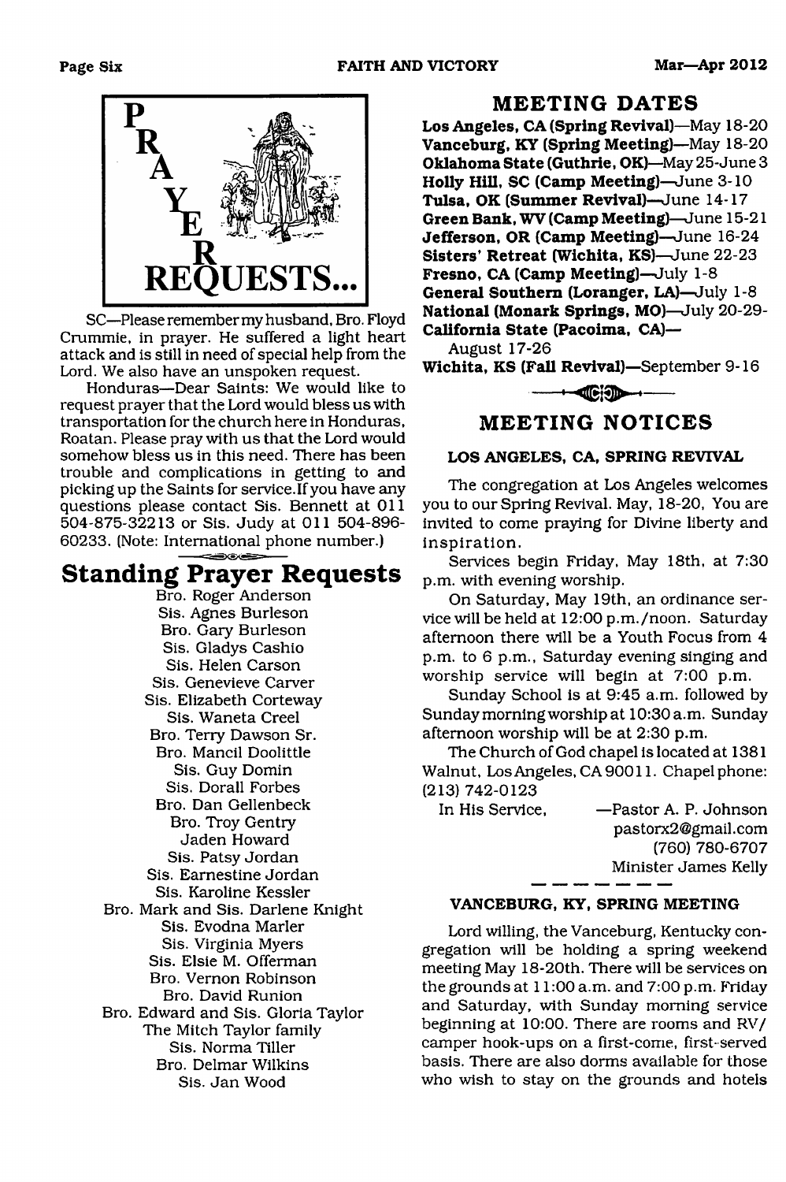# PRAYER REQUESTS...

SC—Please remember my husband, Bro. Floyd Crummie, in prayer. He suffered a light heart attack and is still in need of special help from the Lord. We also have an unspoken request.

Honduras—Dear Saints: We would like to request prayer that the Lord would bless us with transportation for the church here in Honduras, Roatan. Please pray with us that the Lord would somehow bless us in this need. There has been trouble and complications in getting to and picking up the Saints for service. If you have any questions please contact Sis. Bennett at 011 504-875-32213 or Sis. Judy at 011 504-896-60233. (Note: International phone number.)

## Standing Prayer Requests

Bro. Roger Anderson
Sis. Agnes Burleson
Bro. Gary Burleson
Sis. Gladys Cashio
Sis. Helen Carson
Sis. Genevieve Carver
Sis. Elizabeth Corteway
Sis. Waneta Creel
Bro. Terry Dawson Sr.
Bro. Mancil Doolittle
Sis. Guy Domin
Sis. Dorall Forbes
Bro. Dan Gellenbeck
Bro. Troy Gentry
Jaden Howard
Sis. Patsy Jordan
Sis. Earnestine Jordan
Sis. Karoline Kessler
Bro. Mark and Sis. Darlene Knight
Sis. Evodna Marler
Sis. Virginia Myers
Sis. Elsie M. Offerman
Bro. Vernon Robinson
Bro. David Runion
Bro. Edward and Sis. Gloria Taylor
The Mitch Taylor family
Sis. Norma Tiller
Bro. Delmar Wilkins
Sis. Jan Wood

## MEETING DATES

**Los Angeles, CA (Spring Revival)**—May 18-20
**Vanceburg, KY (Spring Meeting)**—May 18-20
**Oklahoma State (Guthrie, OK)**—May 25-June 3
**Holly Hill, SC (Camp Meeting)**—June 3-10
**Tulsa, OK (Summer Revival)**—June 14-17
**Green Bank, WV (Camp Meeting)**—June 15-21
**Jefferson, OR (Camp Meeting)**—June 16-24
**Sisters' Retreat (Wichita, KS)**—June 22-23
**Fresno, CA (Camp Meeting)**—July 1-8
**General Southern (Loranger, LA)**—July 1-8
**National (Monark Springs, MO)**—July 20-29-
**California State (Pacoima, CA)**—
August 17-26
**Wichita, KS (Fall Revival)**—September 9-16

## MEETING NOTICES

### LOS ANGELES, CA, SPRING REVIVAL

The congregation at Los Angeles welcomes you to our Spring Revival. May, 18-20, You are invited to come praying for Divine liberty and inspiration.

Services begin Friday, May 18th, at 7:30 p.m. with evening worship.

On Saturday, May 19th, an ordinance service will be held at 12:00 p.m./noon. Saturday afternoon there will be a Youth Focus from 4 p.m. to 6 p.m., Saturday evening singing and worship service will begin at 7:00 p.m.

Sunday School is at 9:45 a.m. followed by Sunday morning worship at 10:30 a.m. Sunday afternoon worship will be at 2:30 p.m.

The Church of God chapel is located at 1381 Walnut, Los Angeles, CA 90011. Chapel phone: (213) 742-0123

In His Service,

—Pastor A. P. Johnson
pastorx2@gmail.com
(760) 780-6707
Minister James Kelly

### VANCEBURG, KY, SPRING MEETING

Lord willing, the Vanceburg, Kentucky congregation will be holding a spring weekend meeting May 18-20th. There will be services on the grounds at 11:00 a.m. and 7:00 p.m. Friday and Saturday, with Sunday morning service beginning at 10:00. There are rooms and RV/camper hook-ups on a first-come, first-served basis. There are also dorms available for those who wish to stay on the grounds and hotels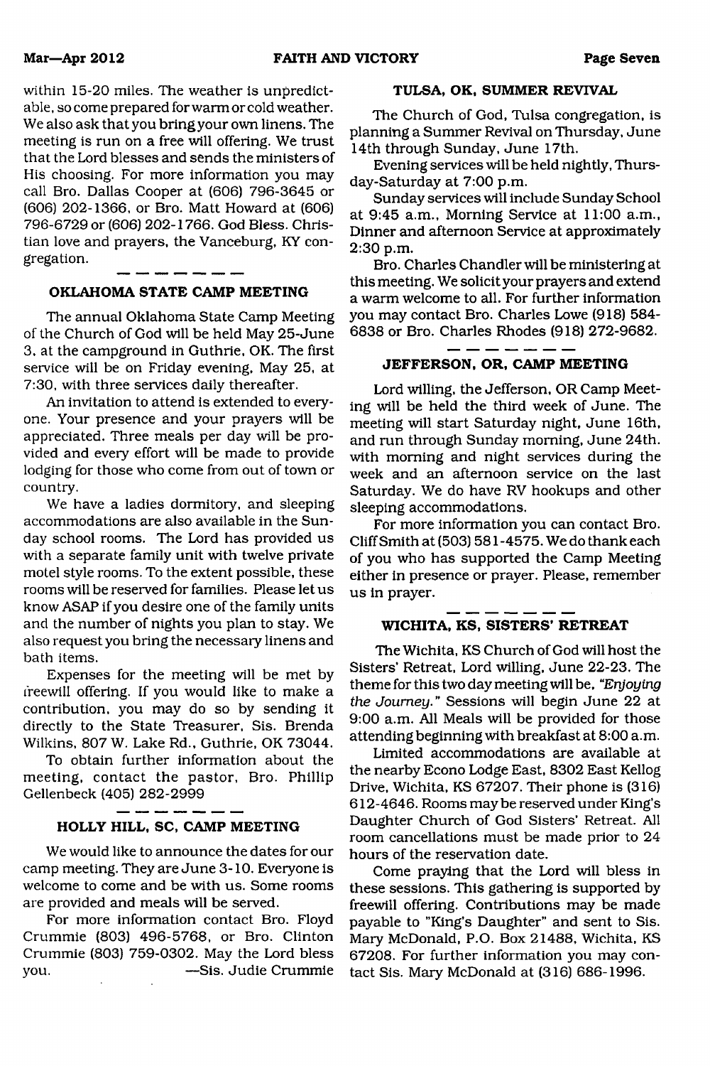within 15-20 miles. The weather is unpredictable, so come prepared for warm or cold weather. We also ask that you bring your own linens. The meeting is run on a free will offering. We trust that the Lord blesses and sends the ministers of His choosing. For more information you may call Bro. Dallas Cooper at (606) 796-3645 or (606) 202-1366, or Bro. Matt Howard at (606) 796-6729 or (606) 202-1766. God Bless. Christian love and prayers, the Vanceburg, KY congregation.

---

### OKLAHOMA STATE CAMP MEETING

The annual Oklahoma State Camp Meeting of the Church of God will be held May 25-June 3, at the campground in Guthrie, OK. The first service will be on Friday evening, May 25, at 7:30, with three services daily thereafter.

An invitation to attend is extended to everyone. Your presence and your prayers will be appreciated. Three meals per day will be provided and every effort will be made to provide lodging for those who come from out of town or country.

We have a ladies dormitory, and sleeping accommodations are also available in the Sunday school rooms. The Lord has provided us with a separate family unit with twelve private motel style rooms. To the extent possible, these rooms will be reserved for families. Please let us know ASAP if you desire one of the family units and the number of nights you plan to stay. We also request you bring the necessary linens and bath items.

Expenses for the meeting will be met by freewill offering. If you would like to make a contribution, you may do so by sending it directly to the State Treasurer, Sis. Brenda Wilkins, 807 W. Lake Rd., Guthrie, OK 73044.

To obtain further information about the meeting, contact the pastor, Bro. Phillip Gellenbeck (405) 282-2999

---

### HOLLY HILL, SC, CAMP MEETING

We would like to announce the dates for our camp meeting. They are June 3-10. Everyone is welcome to come and be with us. Some rooms are provided and meals will be served.

For more information contact Bro. Floyd Crummie (803) 496-5768, or Bro. Clinton Crummie (803) 759-0302. May the Lord bless you. —Sis. Judie Crummie

### TULSA, OK, SUMMER REVIVAL

The Church of God, Tulsa congregation, is planning a Summer Revival on Thursday, June 14th through Sunday, June 17th.

Evening services will be held nightly, Thursday-Saturday at 7:00 p.m.

Sunday services will include Sunday School at 9:45 a.m., Morning Service at 11:00 a.m., Dinner and afternoon Service at approximately 2:30 p.m.

Bro. Charles Chandler will be ministering at this meeting. We solicit your prayers and extend a warm welcome to all. For further information you may contact Bro. Charles Lowe (918) 584-6838 or Bro. Charles Rhodes (918) 272-9682.

---

### JEFFERSON, OR, CAMP MEETING

Lord willing, the Jefferson, OR Camp Meeting will be held the third week of June. The meeting will start Saturday night, June 16th, and run through Sunday morning, June 24th. with morning and night services during the week and an afternoon service on the last Saturday. We do have RV hookups and other sleeping accommodations.

For more information you can contact Bro. Cliff Smith at (503) 581-4575. We do thank each of you who has supported the Camp Meeting either in presence or prayer. Please, remember us in prayer.

---

### WICHITA, KS, SISTERS' RETREAT

The Wichita, KS Church of God will host the Sisters' Retreat, Lord willing, June 22-23. The theme for this two day meeting will be, *"Enjoying the Journey."* Sessions will begin June 22 at 9:00 a.m. All Meals will be provided for those attending beginning with breakfast at 8:00 a.m.

Limited accommodations are available at the nearby Econo Lodge East, 8302 East Kellog Drive, Wichita, KS 67207. Their phone is (316) 612-4646. Rooms may be reserved under King's Daughter Church of God Sisters' Retreat. All room cancellations must be made prior to 24 hours of the reservation date.

Come praying that the Lord will bless in these sessions. This gathering is supported by freewill offering. Contributions may be made payable to "King's Daughter" and sent to Sis. Mary McDonald, P.O. Box 21488, Wichita, KS 67208. For further information you may contact Sis. Mary McDonald at (316) 686-1996.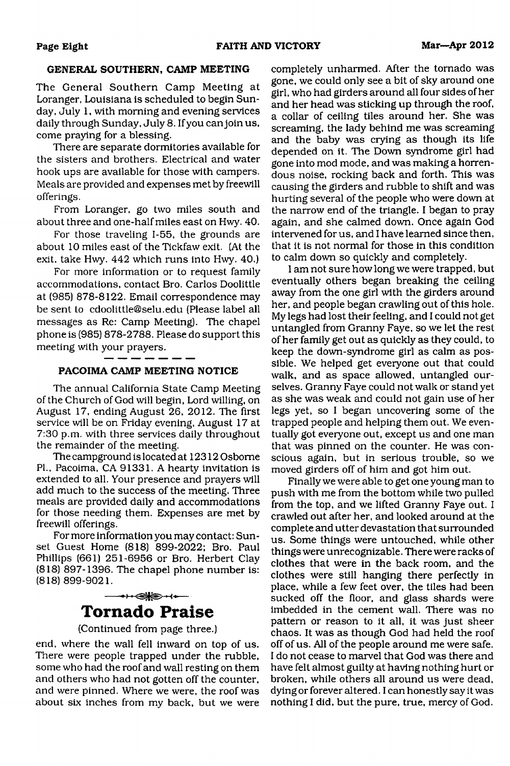### GENERAL SOUTHERN, CAMP MEETING

The General Southern Camp Meeting at Loranger, Louisiana is scheduled to begin Sunday, July 1, with morning and evening services daily through Sunday, July 8. If you can join us, come praying for a blessing.

There are separate dormitories available for the sisters and brothers. Electrical and water hook ups are available for those with campers. Meals are provided and expenses met by freewill offerings.

From Loranger, go two miles south and about three and one-half miles east on Hwy. 40.

For those traveling I-55, the grounds are about 10 miles east of the Tickfaw exit. (At the exit, take Hwy. 442 which runs into Hwy. 40.)

For more information or to request family accommodations, contact Bro. Carlos Doolittle at (985) 878-8122. Email correspondence may be sent to cdoolittle@selu.edu (Please label all messages as Re: Camp Meeting). The chapel phone is (985) 878-2788. Please do support this meeting with your prayers.

### PACOIMA CAMP MEETING NOTICE

The annual California State Camp Meeting of the Church of God will begin, Lord willing, on August 17, ending August 26, 2012. The first service will be on Friday evening, August 17 at 7:30 p.m. with three services daily throughout the remainder of the meeting.

The campground is located at 12312 Osborne Pl., Pacoima, CA 91331. A hearty invitation is extended to all. Your presence and prayers will add much to the success of the meeting. Three meals are provided daily and accommodations for those needing them. Expenses are met by freewill offerings.

For more information you may contact: Sunset Guest Home (818) 899-2022; Bro. Paul Phillips (661) 251-6956 or Bro. Herbert Clay (818) 897-1396. The chapel phone number is: (818) 899-9021.

## Tornado Praise

(Continued from page three.)

end, where the wall fell inward on top of us. There were people trapped under the rubble, some who had the roof and wall resting on them and others who had not gotten off the counter, and were pinned. Where we were, the roof was about six inches from my back, but we were completely unharmed. After the tornado was gone, we could only see a bit of sky around one girl, who had girders around all four sides of her and her head was sticking up through the roof, a collar of ceiling tiles around her. She was screaming, the lady behind me was screaming and the baby was crying as though its life depended on it. The Down syndrome girl had gone into mod mode, and was making a horrendous noise, rocking back and forth. This was causing the girders and rubble to shift and was hurting several of the people who were down at the narrow end of the triangle. I began to pray again, and she calmed down. Once again God intervened for us, and I have learned since then, that it is not normal for those in this condition to calm down so quickly and completely.

I am not sure how long we were trapped, but eventually others began breaking the ceiling away from the one girl with the girders around her, and people began crawling out of this hole. My legs had lost their feeling, and I could not get untangled from Granny Faye, so we let the rest of her family get out as quickly as they could, to keep the down-syndrome girl as calm as possible. We helped get everyone out that could walk, and as space allowed, untangled ourselves. Granny Faye could not walk or stand yet as she was weak and could not gain use of her legs yet, so I began uncovering some of the trapped people and helping them out. We eventually got everyone out, except us and one man that was pinned on the counter. He was conscious again, but in serious trouble, so we moved girders off of him and got him out.

Finally we were able to get one young man to push with me from the bottom while two pulled from the top, and we lifted Granny Faye out. I crawled out after her, and looked around at the complete and utter devastation that surrounded us. Some things were untouched, while other things were unrecognizable. There were racks of clothes that were in the back room, and the clothes were still hanging there perfectly in place, while a few feet over, the tiles had been sucked off the floor, and glass shards were imbedded in the cement wall. There was no pattern or reason to it all, it was just sheer chaos. It was as though God had held the roof off of us. All of the people around me were safe. I do not cease to marvel that God was there and have felt almost guilty at having nothing hurt or broken, while others all around us were dead, dying or forever altered. I can honestly say it was nothing I did, but the pure, true, mercy of God.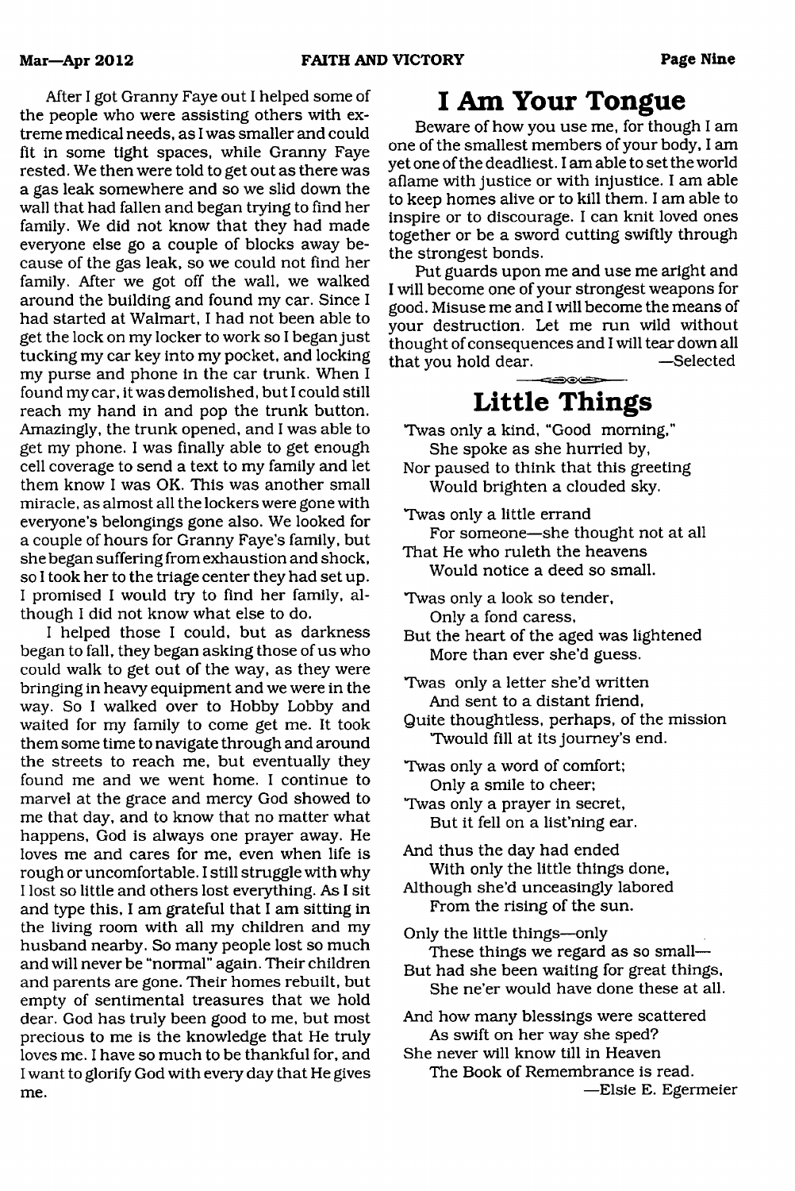After I got Granny Faye out I helped some of the people who were assisting others with extreme medical needs, as I was smaller and could fit in some tight spaces, while Granny Faye rested. We then were told to get out as there was a gas leak somewhere and so we slid down the wall that had fallen and began trying to find her family. We did not know that they had made everyone else go a couple of blocks away because of the gas leak, so we could not find her family. After we got off the wall, we walked around the building and found my car. Since I had started at Walmart, I had not been able to get the lock on my locker to work so I began just tucking my car key into my pocket, and locking my purse and phone in the car trunk. When I found my car, it was demolished, but I could still reach my hand in and pop the trunk button. Amazingly, the trunk opened, and I was able to get my phone. I was finally able to get enough cell coverage to send a text to my family and let them know I was OK. This was another small miracle, as almost all the lockers were gone with everyone's belongings gone also. We looked for a couple of hours for Granny Faye's family, but she began suffering from exhaustion and shock, so I took her to the triage center they had set up. I promised I would try to find her family, although I did not know what else to do.

I helped those I could, but as darkness began to fall, they began asking those of us who could walk to get out of the way, as they were bringing in heavy equipment and we were in the way. So I walked over to Hobby Lobby and waited for my family to come get me. It took them some time to navigate through and around the streets to reach me, but eventually they found me and we went home. I continue to marvel at the grace and mercy God showed to me that day, and to know that no matter what happens, God is always one prayer away. He loves me and cares for me, even when life is rough or uncomfortable. I still struggle with why I lost so little and others lost everything. As I sit and type this, I am grateful that I am sitting in the living room with all my children and my husband nearby. So many people lost so much and will never be "normal" again. Their children and parents are gone. Their homes rebuilt, but empty of sentimental treasures that we hold dear. God has truly been good to me, but most precious to me is the knowledge that He truly loves me. I have so much to be thankful for, and I want to glorify God with every day that He gives me.

# I Am Your Tongue

Beware of how you use me, for though I am one of the smallest members of your body, I am yet one of the deadliest. I am able to set the world aflame with justice or with injustice. I am able to keep homes alive or to kill them. I am able to inspire or to discourage. I can knit loved ones together or be a sword cutting swiftly through the strongest bonds.

Put guards upon me and use me aright and I will become one of your strongest weapons for good. Misuse me and I will become the means of your destruction. Let me run wild without thought of consequences and I will tear down all that you hold dear. —Selected

# Little Things

'Twas only a kind, "Good morning,"
She spoke as she hurried by,
Nor paused to think that this greeting
Would brighten a clouded sky.

'Twas only a little errand
For someone—she thought not at all
That He who ruleth the heavens
Would notice a deed so small.

'Twas only a look so tender,
Only a fond caress,
But the heart of the aged was lightened
More than ever she'd guess.

'Twas only a letter she'd written
And sent to a distant friend,
Quite thoughtless, perhaps, of the mission
'Twould fill at its journey's end.

'Twas only a word of comfort;
Only a smile to cheer;
'Twas only a prayer in secret,
But it fell on a list'ning ear.

And thus the day had ended
With only the little things done,
Although she'd unceasingly labored
From the rising of the sun.

Only the little things—only
These things we regard as so small—
But had she been waiting for great things,
She ne'er would have done these at all.

And how many blessings were scattered
As swift on her way she sped?
She never will know till in Heaven
The Book of Remembrance is read.

—Elsie E. Egermeier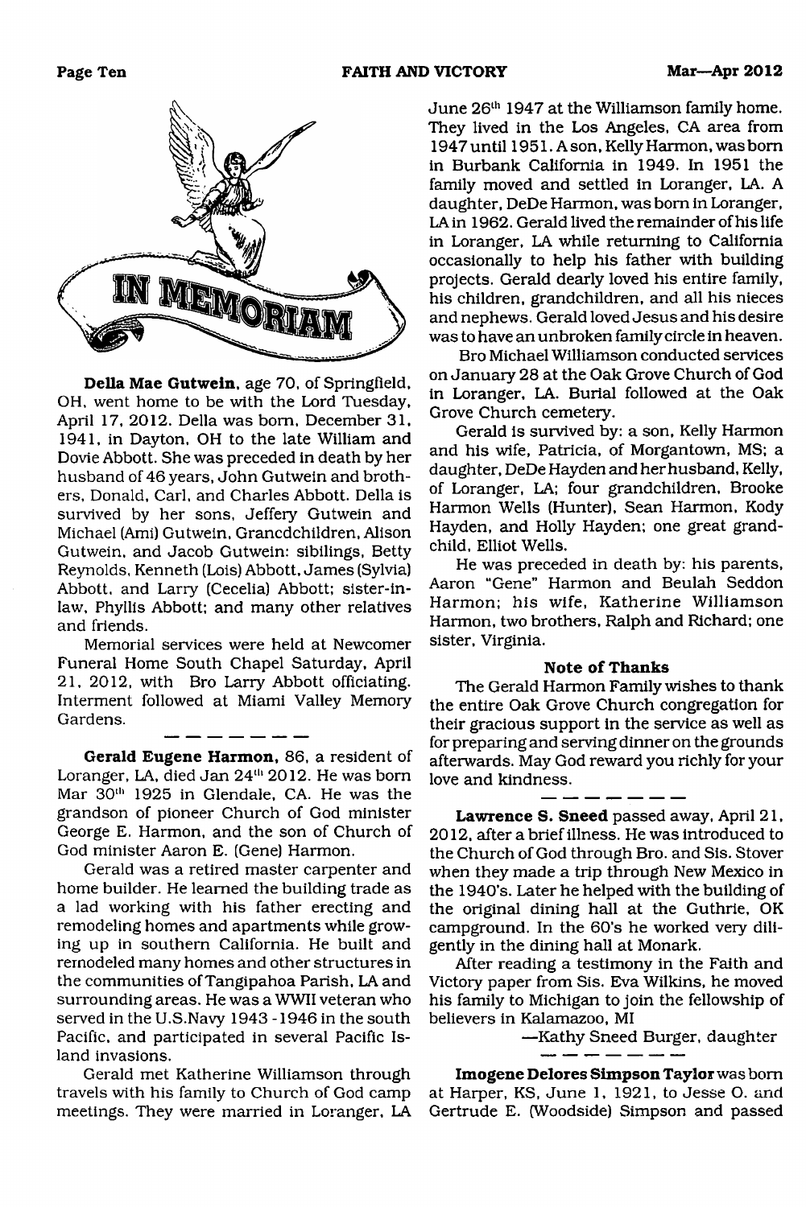# IN MEMORIAM

**Della Mae Gutwein**, age 70, of Springfield, OH, went home to be with the Lord Tuesday, April 17, 2012. Della was born, December 31, 1941, in Dayton, OH to the late William and Dovie Abbott. She was preceded in death by her husband of 46 years, John Gutwein and brothers, Donald, Carl, and Charles Abbott. Della is survived by her sons, Jeffery Gutwein and Michael (Ami) Gutwein, Grancdchildren, Alison Gutwein, and Jacob Gutwein: siblings, Betty Reynolds, Kenneth (Lois) Abbott, James (Sylvia) Abbott, and Larry (Cecelia) Abbott; sister-in-law, Phyllis Abbott; and many other relatives and friends.

Memorial services were held at Newcomer Funeral Home South Chapel Saturday, April 21, 2012, with Bro Larry Abbott officiating. Interment followed at Miami Valley Memory Gardens.

— — — — — — —

**Gerald Eugene Harmon**, 86, a resident of Loranger, LA, died Jan 24th 2012. He was born Mar 30th 1925 in Glendale, CA. He was the grandson of pioneer Church of God minister George E. Harmon, and the son of Church of God minister Aaron E. (Gene) Harmon.

Gerald was a retired master carpenter and home builder. He learned the building trade as a lad working with his father erecting and remodeling homes and apartments while growing up in southern California. He built and remodeled many homes and other structures in the communities of Tangipahoa Parish, LA and surrounding areas. He was a WWII veteran who served in the U.S.Navy 1943 - 1946 in the south Pacific, and participated in several Pacific Island invasions.

Gerald met Katherine Williamson through travels with his family to Church of God camp meetings. They were married in Loranger, LA June 26th 1947 at the Williamson family home. They lived in the Los Angeles, CA area from 1947 until 1951. A son, Kelly Harmon, was born in Burbank California in 1949. In 1951 the family moved and settled in Loranger, LA. A daughter, DeDe Harmon, was born in Loranger, LA in 1962. Gerald lived the remainder of his life in Loranger, LA while returning to California occasionally to help his father with building projects. Gerald dearly loved his entire family, his children, grandchildren, and all his nieces and nephews. Gerald loved Jesus and his desire was to have an unbroken family circle in heaven.

Bro Michael Williamson conducted services on January 28 at the Oak Grove Church of God in Loranger, LA. Burial followed at the Oak Grove Church cemetery.

Gerald is survived by: a son, Kelly Harmon and his wife, Patricia, of Morgantown, MS; a daughter, DeDe Hayden and her husband, Kelly, of Loranger, LA; four grandchildren, Brooke Harmon Wells (Hunter), Sean Harmon, Kody Hayden, and Holly Hayden; one great grandchild, Elliot Wells.

He was preceded in death by: his parents, Aaron "Gene" Harmon and Beulah Seddon Harmon; his wife, Katherine Williamson Harmon, two brothers, Ralph and Richard; one sister, Virginia.

**Note of Thanks**

The Gerald Harmon Family wishes to thank the entire Oak Grove Church congregation for their gracious support in the service as well as for preparing and serving dinner on the grounds afterwards. May God reward you richly for your love and kindness.

— — — — — — —

**Lawrence S. Sneed** passed away, April 21, 2012, after a brief illness. He was introduced to the Church of God through Bro. and Sis. Stover when they made a trip through New Mexico in the 1940's. Later he helped with the building of the original dining hall at the Guthrie, OK campground. In the 60's he worked very diligently in the dining hall at Monark.

After reading a testimony in the Faith and Victory paper from Sis. Eva Wilkins, he moved his family to Michigan to join the fellowship of believers in Kalamazoo, MI

—Kathy Sneed Burger, daughter

— — — — — — —

**Imogene Delores Simpson Taylor** was born at Harper, KS, June 1, 1921, to Jesse O. and Gertrude E. (Woodside) Simpson and passed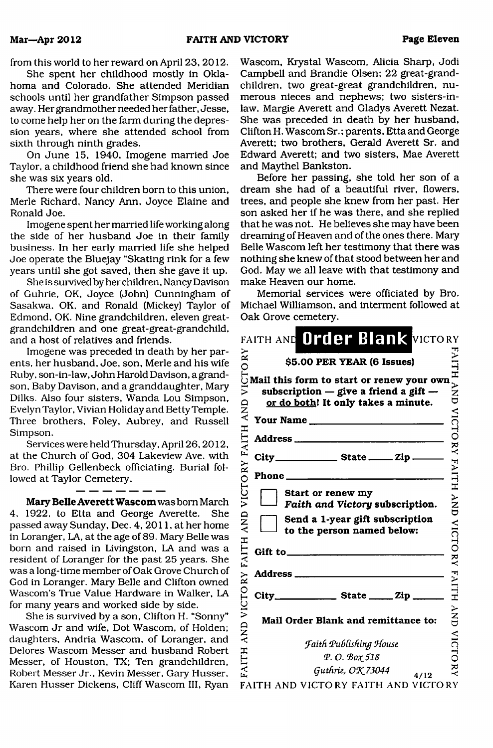from this world to her reward on April 23, 2012.

She spent her childhood mostly in Oklahoma and Colorado. She attended Meridian schools until her grandfather Simpson passed away. Her grandmother needed her father, Jesse, to come help her on the farm during the depression years, where she attended school from sixth through ninth grades.

On June 15, 1940, Imogene married Joe Taylor, a childhood friend she had known since she was six years old.

There were four children born to this union, Merle Richard, Nancy Ann, Joyce Elaine and Ronald Joe.

Imogene spent her married life working along the side of her husband Joe in their family business. In her early married life she helped Joe operate the Bluejay "Skating rink for a few years until she got saved, then she gave it up.

She is survived by her children, Nancy Davison of Guhrie, OK, Joyce (John) Cunningham of Sasakwa, OK, and Ronald (Mickey) Taylor of Edmond, OK. Nine grandchildren, eleven great-grandchildren and one great-great-grandchild, and a host of relatives and friends.

Imogene was preceded in death by her parents, her husband, Joe, son, Merle and his wife Ruby, son-in-law, John Harold Davison, a grandson, Baby Davison, and a granddaughter, Mary Dilks. Also four sisters, Wanda Lou Simpson, Evelyn Taylor, Vivian Holiday and Betty Temple. Three brothers, Foley, Aubrey, and Russell Simpson.

Services were held Thursday, April 26, 2012, at the Church of God, 304 Lakeview Ave. with Bro. Phillip Gellenbeck officiating. Burial followed at Taylor Cemetery.

— — — — — —

**Mary Belle Averett Wascom** was born March 4, 1922, to Etta and George Averette. She passed away Sunday, Dec. 4, 2011, at her home in Loranger, LA, at the age of 89. Mary Belle was born and raised in Livingston, LA and was a resident of Loranger for the past 25 years. She was a long-time member of Oak Grove Church of God in Loranger. Mary Belle and Clifton owned Wascom's True Value Hardware in Walker, LA for many years and worked side by side.

She is survived by a son, Clifton H. "Sonny" Wascom Jr and wife, Dot Wascom, of Holden; daughters, Andria Wascom, of Loranger, and Delores Wascom Messer and husband Robert Messer, of Houston, TX; Ten grandchildren, Robert Messer Jr., Kevin Messer, Gary Husser, Karen Husser Dickens, Cliff Wascom III, Ryan Wascom, Krystal Wascom, Alicia Sharp, Jodi Campbell and Brandie Olsen; 22 great-grandchildren, two great-great grandchildren, numerous nieces and nephews; two sisters-in-law, Margie Averett and Gladys Averett Nezat. She was preceded in death by her husband, Clifton H. Wascom Sr.; parents, Etta and George Averett; two brothers, Gerald Averett Sr. and Edward Averett; and two sisters, Mae Averett and Maythel Bankston.

Before her passing, she told her son of a dream she had of a beautiful river, flowers, trees, and people she knew from her past. Her son asked her if he was there, and she replied that he was not. He believes she may have been dreaming of Heaven and of the ones there. Mary Belle Wascom left her testimony that there was nothing she knew of that stood between her and God. May we all leave with that testimony and make Heaven our home.

Memorial services were officiated by Bro. Michael Williamson, and interment followed at Oak Grove cemetery.

## Order Blank

**$5.00 PER YEAR (6 Issues)**

**Mail this form to start or renew your own subscription — give a friend a gift — or do both! It only takes a minute.**

**Your Name** \_\_\_\_\_\_\_\_\_\_\_\_\_\_\_\_

**Address** \_\_\_\_\_\_\_\_\_\_\_\_\_\_\_\_

**City** \_\_\_\_\_\_ **State** \_\_\_\_ **Zip** \_\_\_\_

**Phone** \_\_\_\_\_\_\_\_\_\_\_\_\_\_\_\_

☐ **Start or renew my *Faith and Victory* subscription.**

☐ **Send a 1-year gift subscription to the person named below:**

**Gift to** \_\_\_\_\_\_\_\_\_\_\_\_\_\_\_\_

**Address** \_\_\_\_\_\_\_\_\_\_\_\_\_\_\_\_

**City** \_\_\_\_\_\_ **State** \_\_\_\_ **Zip** \_\_\_\_

**Mail Order Blank and remittance to:**

*Faith Publishing House*
*P. O. Box 518*
*Guthrie, OK 73044*

4/12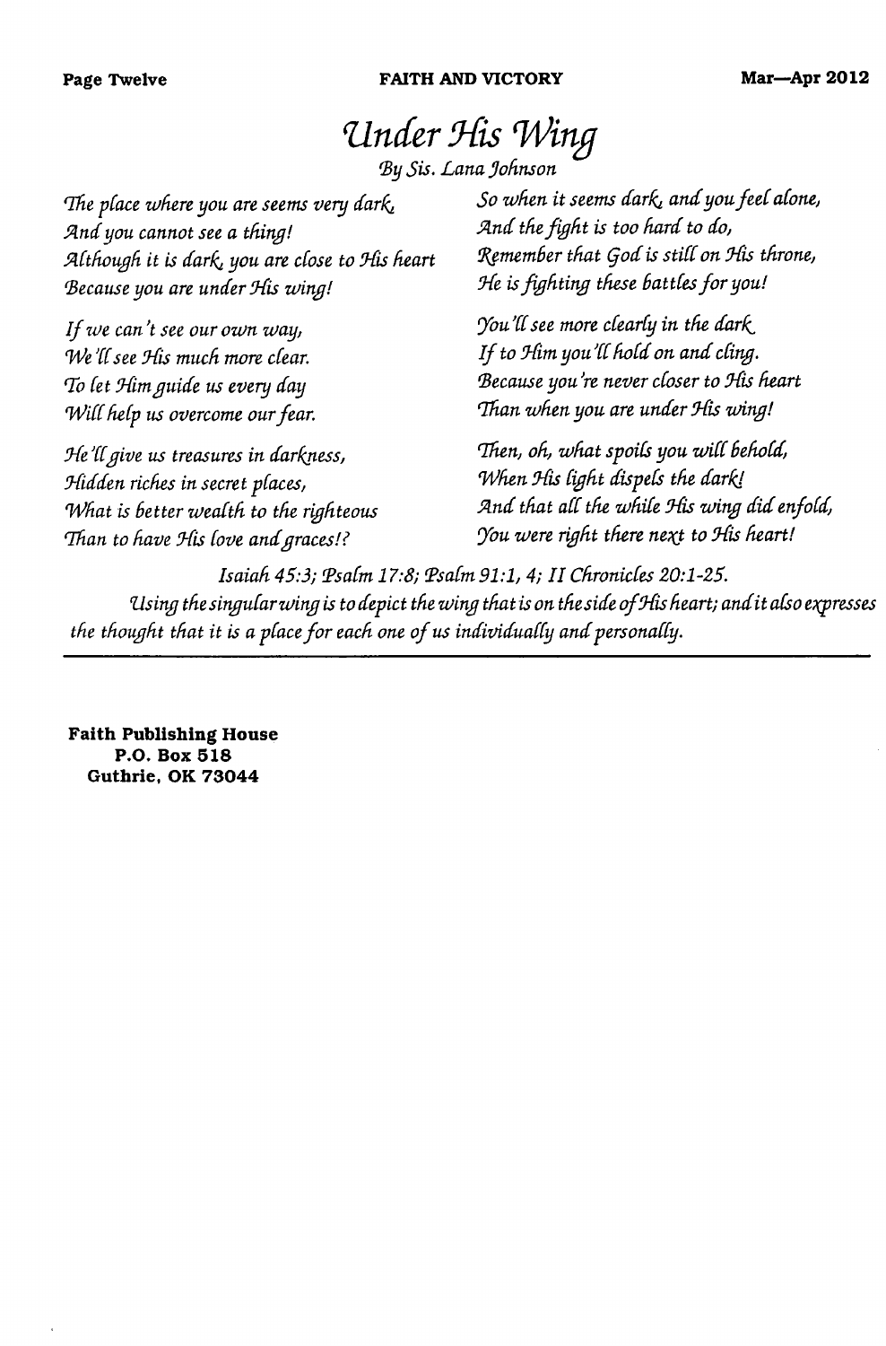# *Under His Wing*

*By Sis. Lana Johnson*

*The place where you are seems very dark,*
*And you cannot see a thing!*
*Although it is dark, you are close to His heart*
*Because you are under His wing!*

*If we can't see our own way,*
*We'll see His much more clear.*
*To let Him guide us every day*
*Will help us overcome our fear.*

*He'll give us treasures in darkness,*
*Hidden riches in secret places,*
*What is better wealth to the righteous*
*Than to have His love and graces!?*

*So when it seems dark, and you feel alone,*
*And the fight is too hard to do,*
*Remember that God is still on His throne,*
*He is fighting these battles for you!*

*You'll see more clearly in the dark*
*If to Him you'll hold on and cling.*
*Because you're never closer to His heart*
*Than when you are under His wing!*

*Then, oh, what spoils you will behold,*
*When His light dispels the dark!*
*And that all the while His wing did enfold,*
*You were right there next to His heart!*

*Isaiah 45:3; Psalm 17:8; Psalm 91:1, 4; II Chronicles 20:1-25.*

*Using the singular wing is to depict the wing that is on the side of His heart; and it also expresses the thought that it is a place for each one of us individually and personally.*

---

**Faith Publishing House**
**P.O. Box 518**
**Guthrie, OK 73044**